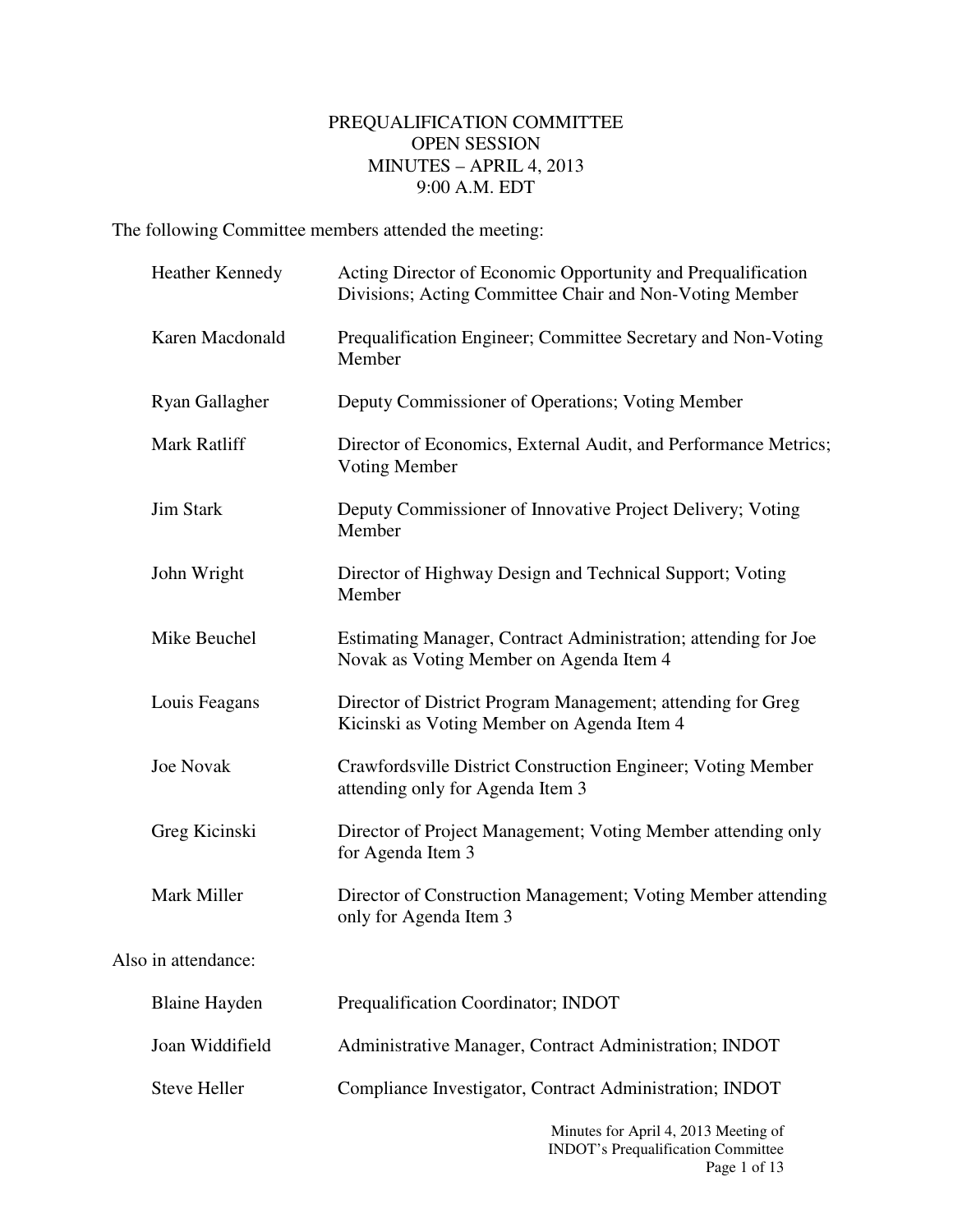# PREQUALIFICATION COMMITTEE
## OPEN SESSION
## MINUTES – APRIL 4, 2013
## 9:00 A.M. EDT

The following Committee members attended the meeting:

| | |
|---|---|
| Heather Kennedy | Acting Director of Economic Opportunity and Prequalification Divisions; Acting Committee Chair and Non-Voting Member |
| Karen Macdonald | Prequalification Engineer; Committee Secretary and Non-Voting Member |
| Ryan Gallagher | Deputy Commissioner of Operations; Voting Member |
| Mark Ratliff | Director of Economics, External Audit, and Performance Metrics; Voting Member |
| Jim Stark | Deputy Commissioner of Innovative Project Delivery; Voting Member |
| John Wright | Director of Highway Design and Technical Support; Voting Member |
| Mike Beuchel | Estimating Manager, Contract Administration; attending for Joe Novak as Voting Member on Agenda Item 4 |
| Louis Feagans | Director of District Program Management; attending for Greg Kicinski as Voting Member on Agenda Item 4 |
| Joe Novak | Crawfordsville District Construction Engineer; Voting Member attending only for Agenda Item 3 |
| Greg Kicinski | Director of Project Management; Voting Member attending only for Agenda Item 3 |
| Mark Miller | Director of Construction Management; Voting Member attending only for Agenda Item 3 |

Also in attendance:

| | |
|---|---|
| Blaine Hayden | Prequalification Coordinator; INDOT |
| Joan Widdifield | Administrative Manager, Contract Administration; INDOT |
| Steve Heller | Compliance Investigator, Contract Administration; INDOT |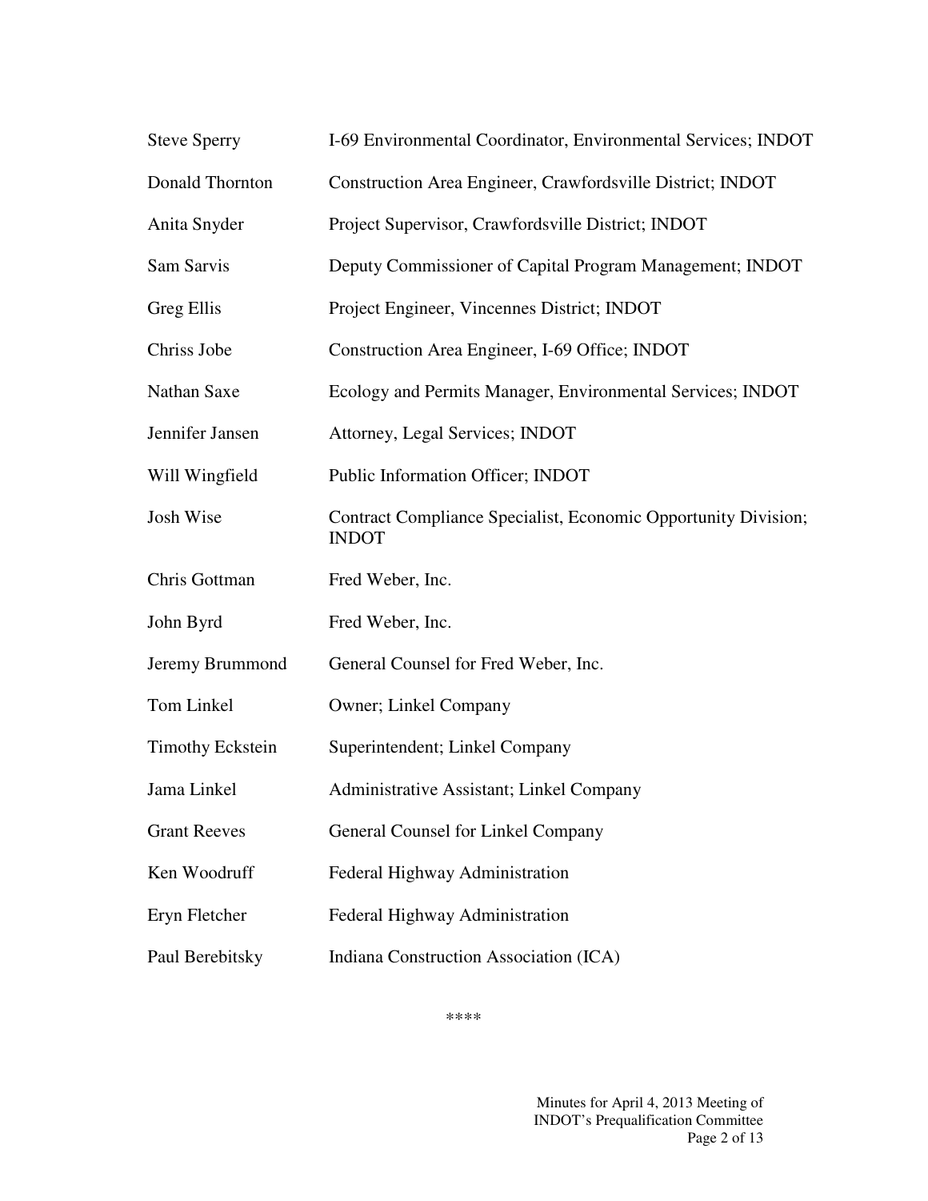| | |
|---|---|
| Steve Sperry | I-69 Environmental Coordinator, Environmental Services; INDOT |
| Donald Thornton | Construction Area Engineer, Crawfordsville District; INDOT |
| Anita Snyder | Project Supervisor, Crawfordsville District; INDOT |
| Sam Sarvis | Deputy Commissioner of Capital Program Management; INDOT |
| Greg Ellis | Project Engineer, Vincennes District; INDOT |
| Chriss Jobe | Construction Area Engineer, I-69 Office; INDOT |
| Nathan Saxe | Ecology and Permits Manager, Environmental Services; INDOT |
| Jennifer Jansen | Attorney, Legal Services; INDOT |
| Will Wingfield | Public Information Officer; INDOT |
| Josh Wise | Contract Compliance Specialist, Economic Opportunity Division; INDOT |
| Chris Gottman | Fred Weber, Inc. |
| John Byrd | Fred Weber, Inc. |
| Jeremy Brummond | General Counsel for Fred Weber, Inc. |
| Tom Linkel | Owner; Linkel Company |
| Timothy Eckstein | Superintendent; Linkel Company |
| Jama Linkel | Administrative Assistant; Linkel Company |
| Grant Reeves | General Counsel for Linkel Company |
| Ken Woodruff | Federal Highway Administration |
| Eryn Fletcher | Federal Highway Administration |
| Paul Berebitsky | Indiana Construction Association (ICA) |

****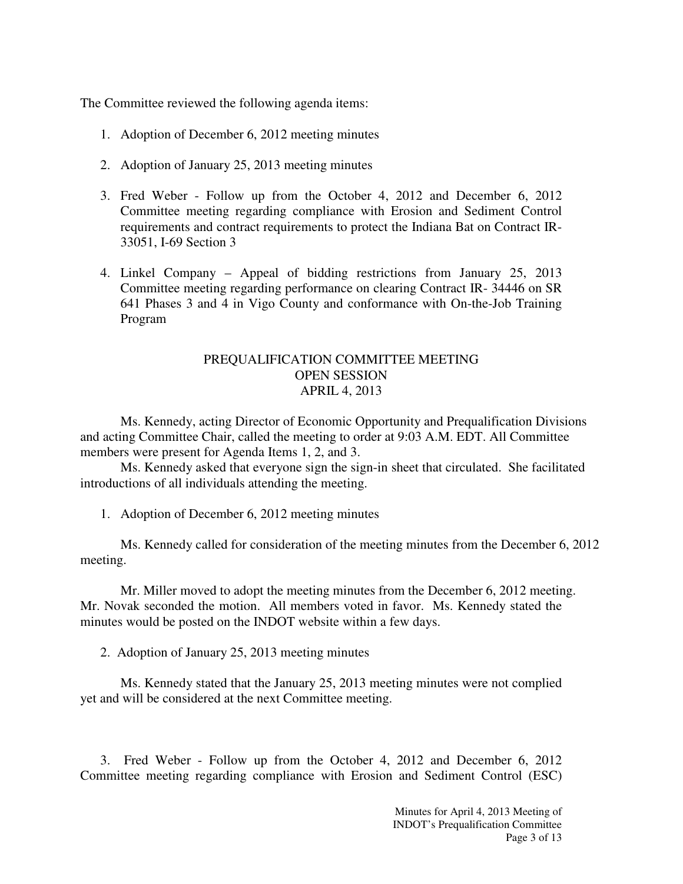The Committee reviewed the following agenda items:

1. Adoption of December 6, 2012 meeting minutes

2. Adoption of January 25, 2013 meeting minutes

3. Fred Weber - Follow up from the October 4, 2012 and December 6, 2012 Committee meeting regarding compliance with Erosion and Sediment Control requirements and contract requirements to protect the Indiana Bat on Contract IR-33051, I-69 Section 3

4. Linkel Company – Appeal of bidding restrictions from January 25, 2013 Committee meeting regarding performance on clearing Contract IR- 34446 on SR 641 Phases 3 and 4 in Vigo County and conformance with On-the-Job Training Program

## PREQUALIFICATION COMMITTEE MEETING
## OPEN SESSION
## APRIL 4, 2013

Ms. Kennedy, acting Director of Economic Opportunity and Prequalification Divisions and acting Committee Chair, called the meeting to order at 9:03 A.M. EDT. All Committee members were present for Agenda Items 1, 2, and 3.

Ms. Kennedy asked that everyone sign the sign-in sheet that circulated. She facilitated introductions of all individuals attending the meeting.

1. Adoption of December 6, 2012 meeting minutes

Ms. Kennedy called for consideration of the meeting minutes from the December 6, 2012 meeting.

Mr. Miller moved to adopt the meeting minutes from the December 6, 2012 meeting. Mr. Novak seconded the motion. All members voted in favor. Ms. Kennedy stated the minutes would be posted on the INDOT website within a few days.

2. Adoption of January 25, 2013 meeting minutes

Ms. Kennedy stated that the January 25, 2013 meeting minutes were not complied yet and will be considered at the next Committee meeting.

3. Fred Weber - Follow up from the October 4, 2012 and December 6, 2012 Committee meeting regarding compliance with Erosion and Sediment Control (ESC)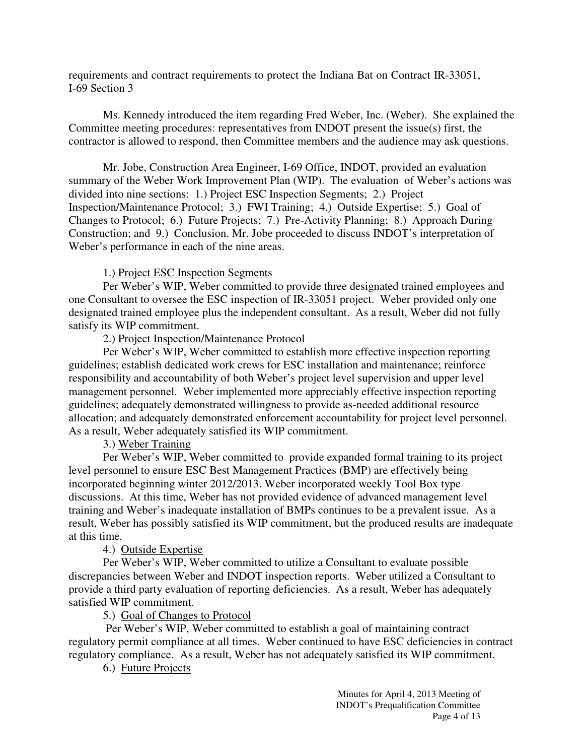requirements and contract requirements to protect the Indiana Bat on Contract IR-33051, I-69 Section 3

Ms. Kennedy introduced the item regarding Fred Weber, Inc. (Weber). She explained the Committee meeting procedures: representatives from INDOT present the issue(s) first, the contractor is allowed to respond, then Committee members and the audience may ask questions.

Mr. Jobe, Construction Area Engineer, I-69 Office, INDOT, provided an evaluation summary of the Weber Work Improvement Plan (WIP). The evaluation of Weber's actions was divided into nine sections: 1.) Project ESC Inspection Segments; 2.) Project Inspection/Maintenance Protocol; 3.) FWI Training; 4.) Outside Expertise; 5.) Goal of Changes to Protocol; 6.) Future Projects; 7.) Pre-Activity Planning; 8.) Approach During Construction; and 9.) Conclusion. Mr. Jobe proceeded to discuss INDOT's interpretation of Weber's performance in each of the nine areas.

1.) <u>Project ESC Inspection Segments</u>

Per Weber's WIP, Weber committed to provide three designated trained employees and one Consultant to oversee the ESC inspection of IR-33051 project. Weber provided only one designated trained employee plus the independent consultant. As a result, Weber did not fully satisfy its WIP commitment.

2.) <u>Project Inspection/Maintenance Protocol</u>

Per Weber's WIP, Weber committed to establish more effective inspection reporting guidelines; establish dedicated work crews for ESC installation and maintenance; reinforce responsibility and accountability of both Weber's project level supervision and upper level management personnel. Weber implemented more appreciably effective inspection reporting guidelines; adequately demonstrated willingness to provide as-needed additional resource allocation; and adequately demonstrated enforcement accountability for project level personnel. As a result, Weber adequately satisfied its WIP commitment.

3.) <u>Weber Training</u>

Per Weber's WIP, Weber committed to provide expanded formal training to its project level personnel to ensure ESC Best Management Practices (BMP) are effectively being incorporated beginning winter 2012/2013. Weber incorporated weekly Tool Box type discussions. At this time, Weber has not provided evidence of advanced management level training and Weber's inadequate installation of BMPs continues to be a prevalent issue. As a result, Weber has possibly satisfied its WIP commitment, but the produced results are inadequate at this time.

4.) <u>Outside Expertise</u>

Per Weber's WIP, Weber committed to utilize a Consultant to evaluate possible discrepancies between Weber and INDOT inspection reports. Weber utilized a Consultant to provide a third party evaluation of reporting deficiencies. As a result, Weber has adequately satisfied WIP commitment.

5.) <u>Goal of Changes to Protocol</u>

Per Weber's WIP, Weber committed to establish a goal of maintaining contract regulatory permit compliance at all times. Weber continued to have ESC deficiencies in contract regulatory compliance. As a result, Weber has not adequately satisfied its WIP commitment.

6.) <u>Future Projects</u>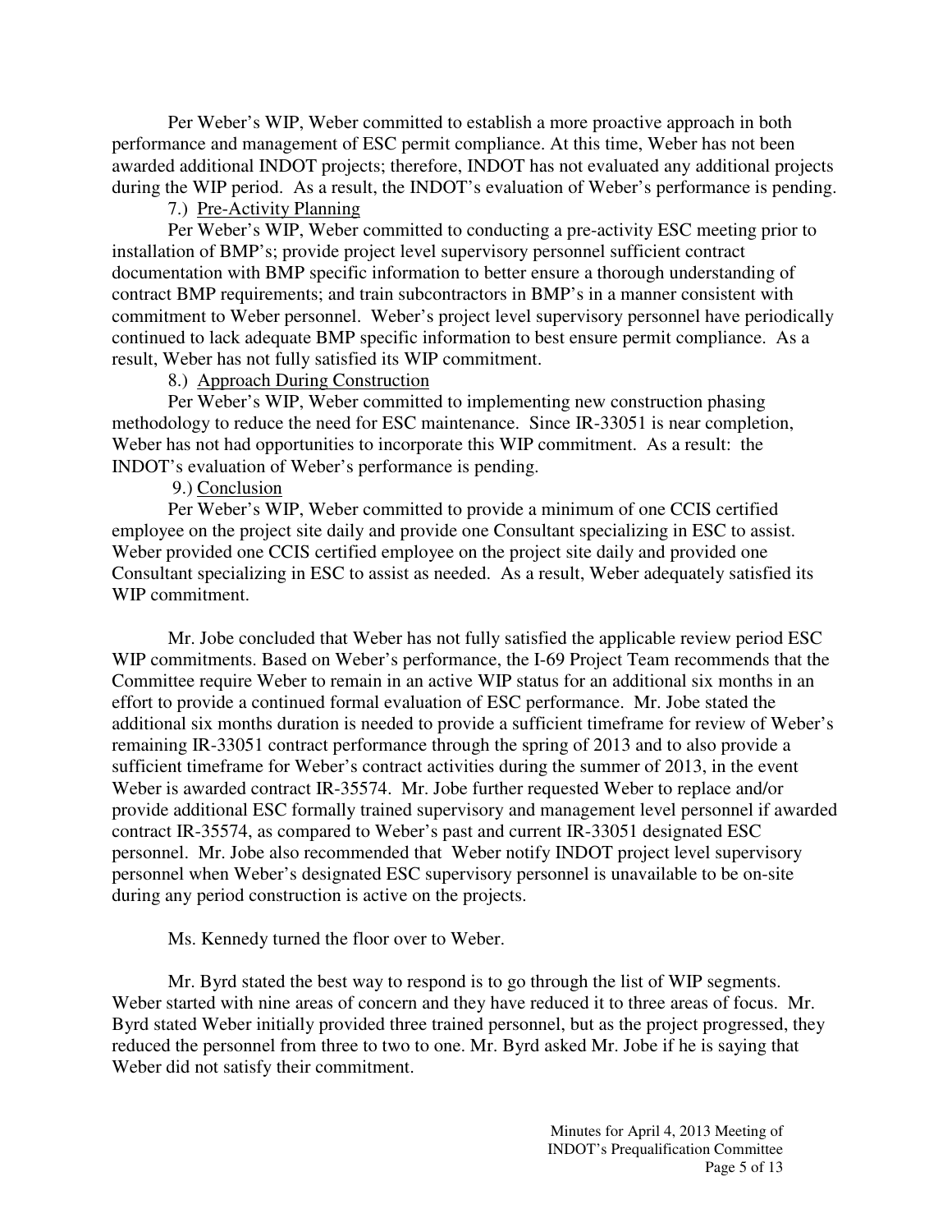Per Weber's WIP, Weber committed to establish a more proactive approach in both performance and management of ESC permit compliance. At this time, Weber has not been awarded additional INDOT projects; therefore, INDOT has not evaluated any additional projects during the WIP period. As a result, the INDOT's evaluation of Weber's performance is pending.

7.) Pre-Activity Planning

Per Weber's WIP, Weber committed to conducting a pre-activity ESC meeting prior to installation of BMP's; provide project level supervisory personnel sufficient contract documentation with BMP specific information to better ensure a thorough understanding of contract BMP requirements; and train subcontractors in BMP's in a manner consistent with commitment to Weber personnel. Weber's project level supervisory personnel have periodically continued to lack adequate BMP specific information to best ensure permit compliance. As a result, Weber has not fully satisfied its WIP commitment.

8.) Approach During Construction

Per Weber's WIP, Weber committed to implementing new construction phasing methodology to reduce the need for ESC maintenance. Since IR-33051 is near completion, Weber has not had opportunities to incorporate this WIP commitment. As a result: the INDOT's evaluation of Weber's performance is pending.

9.) Conclusion

Per Weber's WIP, Weber committed to provide a minimum of one CCIS certified employee on the project site daily and provide one Consultant specializing in ESC to assist. Weber provided one CCIS certified employee on the project site daily and provided one Consultant specializing in ESC to assist as needed. As a result, Weber adequately satisfied its WIP commitment.

Mr. Jobe concluded that Weber has not fully satisfied the applicable review period ESC WIP commitments. Based on Weber's performance, the I-69 Project Team recommends that the Committee require Weber to remain in an active WIP status for an additional six months in an effort to provide a continued formal evaluation of ESC performance. Mr. Jobe stated the additional six months duration is needed to provide a sufficient timeframe for review of Weber's remaining IR-33051 contract performance through the spring of 2013 and to also provide a sufficient timeframe for Weber's contract activities during the summer of 2013, in the event Weber is awarded contract IR-35574. Mr. Jobe further requested Weber to replace and/or provide additional ESC formally trained supervisory and management level personnel if awarded contract IR-35574, as compared to Weber's past and current IR-33051 designated ESC personnel. Mr. Jobe also recommended that Weber notify INDOT project level supervisory personnel when Weber's designated ESC supervisory personnel is unavailable to be on-site during any period construction is active on the projects.

Ms. Kennedy turned the floor over to Weber.

Mr. Byrd stated the best way to respond is to go through the list of WIP segments. Weber started with nine areas of concern and they have reduced it to three areas of focus. Mr. Byrd stated Weber initially provided three trained personnel, but as the project progressed, they reduced the personnel from three to two to one. Mr. Byrd asked Mr. Jobe if he is saying that Weber did not satisfy their commitment.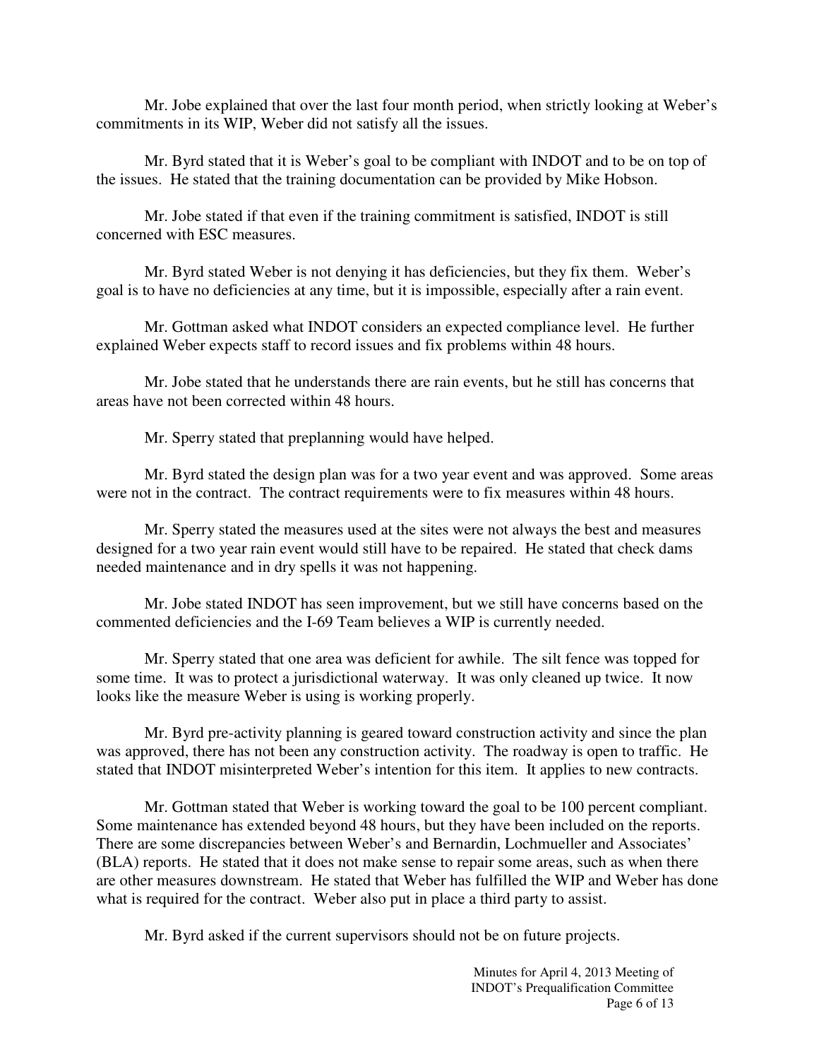Mr. Jobe explained that over the last four month period, when strictly looking at Weber's commitments in its WIP, Weber did not satisfy all the issues.

Mr. Byrd stated that it is Weber's goal to be compliant with INDOT and to be on top of the issues. He stated that the training documentation can be provided by Mike Hobson.

Mr. Jobe stated if that even if the training commitment is satisfied, INDOT is still concerned with ESC measures.

Mr. Byrd stated Weber is not denying it has deficiencies, but they fix them. Weber's goal is to have no deficiencies at any time, but it is impossible, especially after a rain event.

Mr. Gottman asked what INDOT considers an expected compliance level. He further explained Weber expects staff to record issues and fix problems within 48 hours.

Mr. Jobe stated that he understands there are rain events, but he still has concerns that areas have not been corrected within 48 hours.

Mr. Sperry stated that preplanning would have helped.

Mr. Byrd stated the design plan was for a two year event and was approved. Some areas were not in the contract. The contract requirements were to fix measures within 48 hours.

Mr. Sperry stated the measures used at the sites were not always the best and measures designed for a two year rain event would still have to be repaired. He stated that check dams needed maintenance and in dry spells it was not happening.

Mr. Jobe stated INDOT has seen improvement, but we still have concerns based on the commented deficiencies and the I-69 Team believes a WIP is currently needed.

Mr. Sperry stated that one area was deficient for awhile. The silt fence was topped for some time. It was to protect a jurisdictional waterway. It was only cleaned up twice. It now looks like the measure Weber is using is working properly.

Mr. Byrd pre-activity planning is geared toward construction activity and since the plan was approved, there has not been any construction activity. The roadway is open to traffic. He stated that INDOT misinterpreted Weber's intention for this item. It applies to new contracts.

Mr. Gottman stated that Weber is working toward the goal to be 100 percent compliant. Some maintenance has extended beyond 48 hours, but they have been included on the reports. There are some discrepancies between Weber's and Bernardin, Lochmueller and Associates' (BLA) reports. He stated that it does not make sense to repair some areas, such as when there are other measures downstream. He stated that Weber has fulfilled the WIP and Weber has done what is required for the contract. Weber also put in place a third party to assist.

Mr. Byrd asked if the current supervisors should not be on future projects.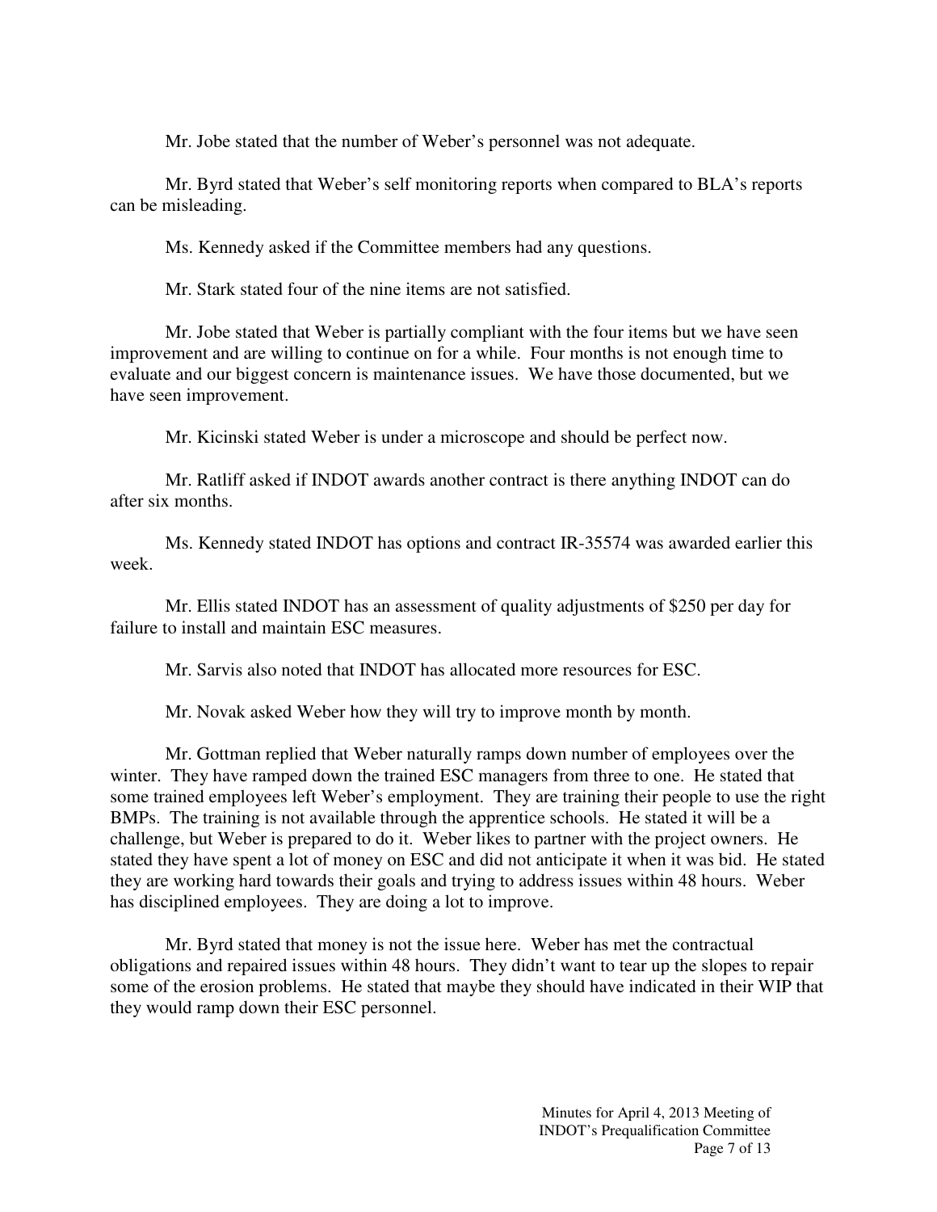Mr. Jobe stated that the number of Weber's personnel was not adequate.

Mr. Byrd stated that Weber's self monitoring reports when compared to BLA's reports can be misleading.

Ms. Kennedy asked if the Committee members had any questions.

Mr. Stark stated four of the nine items are not satisfied.

Mr. Jobe stated that Weber is partially compliant with the four items but we have seen improvement and are willing to continue on for a while. Four months is not enough time to evaluate and our biggest concern is maintenance issues. We have those documented, but we have seen improvement.

Mr. Kicinski stated Weber is under a microscope and should be perfect now.

Mr. Ratliff asked if INDOT awards another contract is there anything INDOT can do after six months.

Ms. Kennedy stated INDOT has options and contract IR-35574 was awarded earlier this week.

Mr. Ellis stated INDOT has an assessment of quality adjustments of $250 per day for failure to install and maintain ESC measures.

Mr. Sarvis also noted that INDOT has allocated more resources for ESC.

Mr. Novak asked Weber how they will try to improve month by month.

Mr. Gottman replied that Weber naturally ramps down number of employees over the winter. They have ramped down the trained ESC managers from three to one. He stated that some trained employees left Weber's employment. They are training their people to use the right BMPs. The training is not available through the apprentice schools. He stated it will be a challenge, but Weber is prepared to do it. Weber likes to partner with the project owners. He stated they have spent a lot of money on ESC and did not anticipate it when it was bid. He stated they are working hard towards their goals and trying to address issues within 48 hours. Weber has disciplined employees. They are doing a lot to improve.

Mr. Byrd stated that money is not the issue here. Weber has met the contractual obligations and repaired issues within 48 hours. They didn't want to tear up the slopes to repair some of the erosion problems. He stated that maybe they should have indicated in their WIP that they would ramp down their ESC personnel.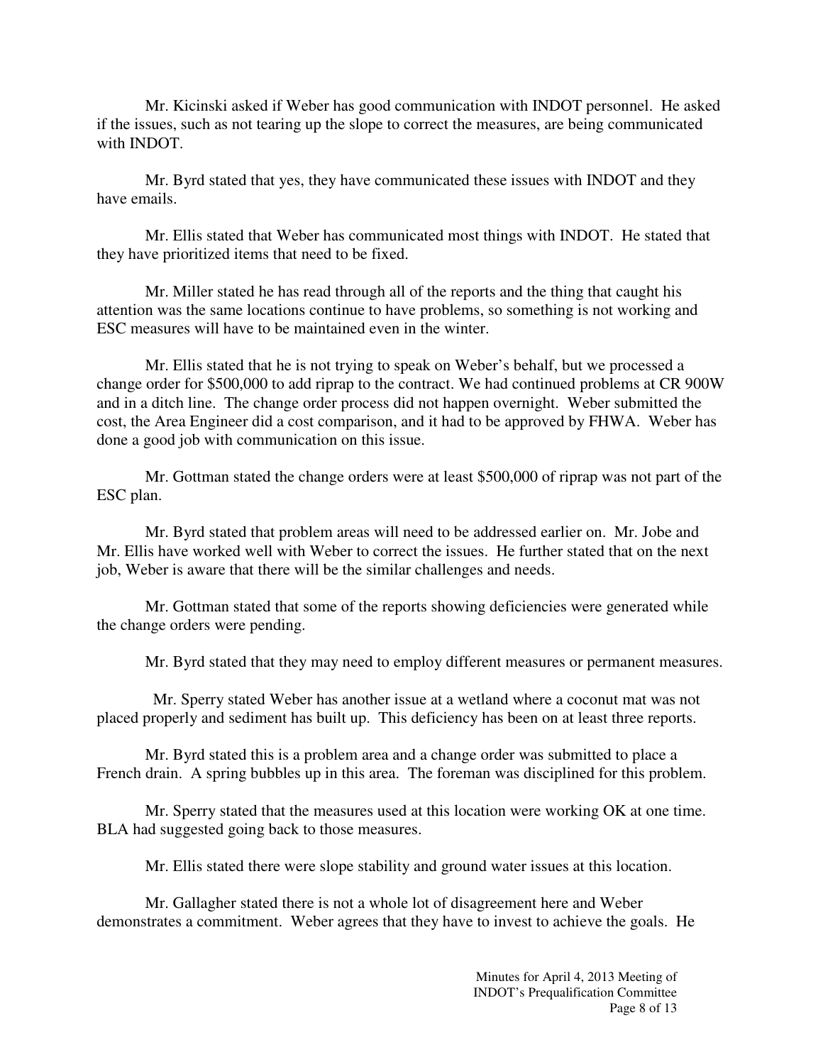Mr. Kicinski asked if Weber has good communication with INDOT personnel. He asked if the issues, such as not tearing up the slope to correct the measures, are being communicated with INDOT.

Mr. Byrd stated that yes, they have communicated these issues with INDOT and they have emails.

Mr. Ellis stated that Weber has communicated most things with INDOT. He stated that they have prioritized items that need to be fixed.

Mr. Miller stated he has read through all of the reports and the thing that caught his attention was the same locations continue to have problems, so something is not working and ESC measures will have to be maintained even in the winter.

Mr. Ellis stated that he is not trying to speak on Weber's behalf, but we processed a change order for $500,000 to add riprap to the contract. We had continued problems at CR 900W and in a ditch line. The change order process did not happen overnight. Weber submitted the cost, the Area Engineer did a cost comparison, and it had to be approved by FHWA. Weber has done a good job with communication on this issue.

Mr. Gottman stated the change orders were at least $500,000 of riprap was not part of the ESC plan.

Mr. Byrd stated that problem areas will need to be addressed earlier on. Mr. Jobe and Mr. Ellis have worked well with Weber to correct the issues. He further stated that on the next job, Weber is aware that there will be the similar challenges and needs.

Mr. Gottman stated that some of the reports showing deficiencies were generated while the change orders were pending.

Mr. Byrd stated that they may need to employ different measures or permanent measures.

Mr. Sperry stated Weber has another issue at a wetland where a coconut mat was not placed properly and sediment has built up. This deficiency has been on at least three reports.

Mr. Byrd stated this is a problem area and a change order was submitted to place a French drain. A spring bubbles up in this area. The foreman was disciplined for this problem.

Mr. Sperry stated that the measures used at this location were working OK at one time. BLA had suggested going back to those measures.

Mr. Ellis stated there were slope stability and ground water issues at this location.

Mr. Gallagher stated there is not a whole lot of disagreement here and Weber demonstrates a commitment. Weber agrees that they have to invest to achieve the goals. He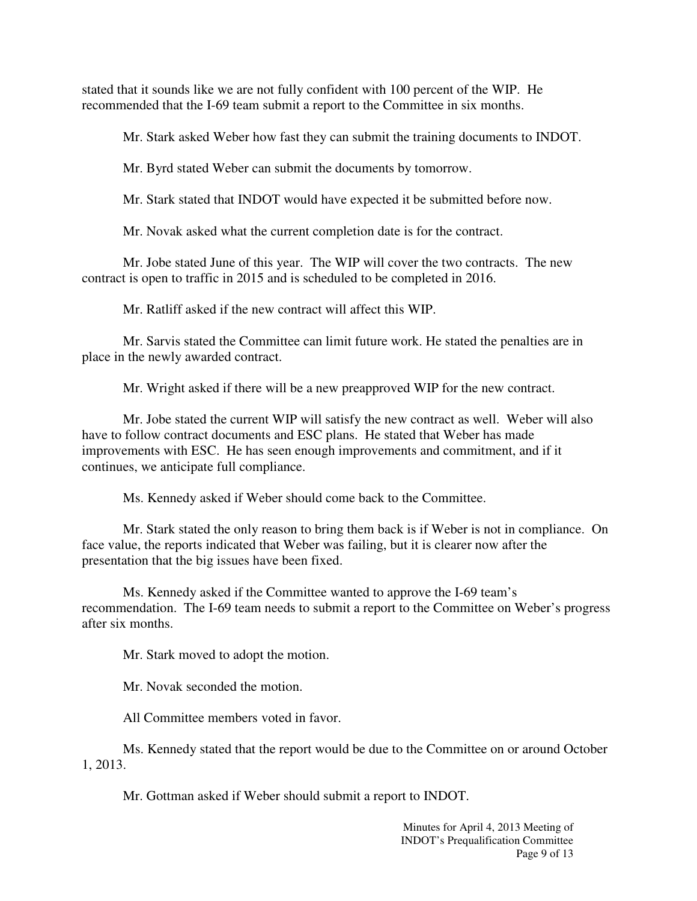stated that it sounds like we are not fully confident with 100 percent of the WIP. He recommended that the I-69 team submit a report to the Committee in six months.

Mr. Stark asked Weber how fast they can submit the training documents to INDOT.

Mr. Byrd stated Weber can submit the documents by tomorrow.

Mr. Stark stated that INDOT would have expected it be submitted before now.

Mr. Novak asked what the current completion date is for the contract.

Mr. Jobe stated June of this year. The WIP will cover the two contracts. The new contract is open to traffic in 2015 and is scheduled to be completed in 2016.

Mr. Ratliff asked if the new contract will affect this WIP.

Mr. Sarvis stated the Committee can limit future work. He stated the penalties are in place in the newly awarded contract.

Mr. Wright asked if there will be a new preapproved WIP for the new contract.

Mr. Jobe stated the current WIP will satisfy the new contract as well. Weber will also have to follow contract documents and ESC plans. He stated that Weber has made improvements with ESC. He has seen enough improvements and commitment, and if it continues, we anticipate full compliance.

Ms. Kennedy asked if Weber should come back to the Committee.

Mr. Stark stated the only reason to bring them back is if Weber is not in compliance. On face value, the reports indicated that Weber was failing, but it is clearer now after the presentation that the big issues have been fixed.

Ms. Kennedy asked if the Committee wanted to approve the I-69 team's recommendation. The I-69 team needs to submit a report to the Committee on Weber's progress after six months.

Mr. Stark moved to adopt the motion.

Mr. Novak seconded the motion.

All Committee members voted in favor.

Ms. Kennedy stated that the report would be due to the Committee on or around October 1, 2013.

Mr. Gottman asked if Weber should submit a report to INDOT.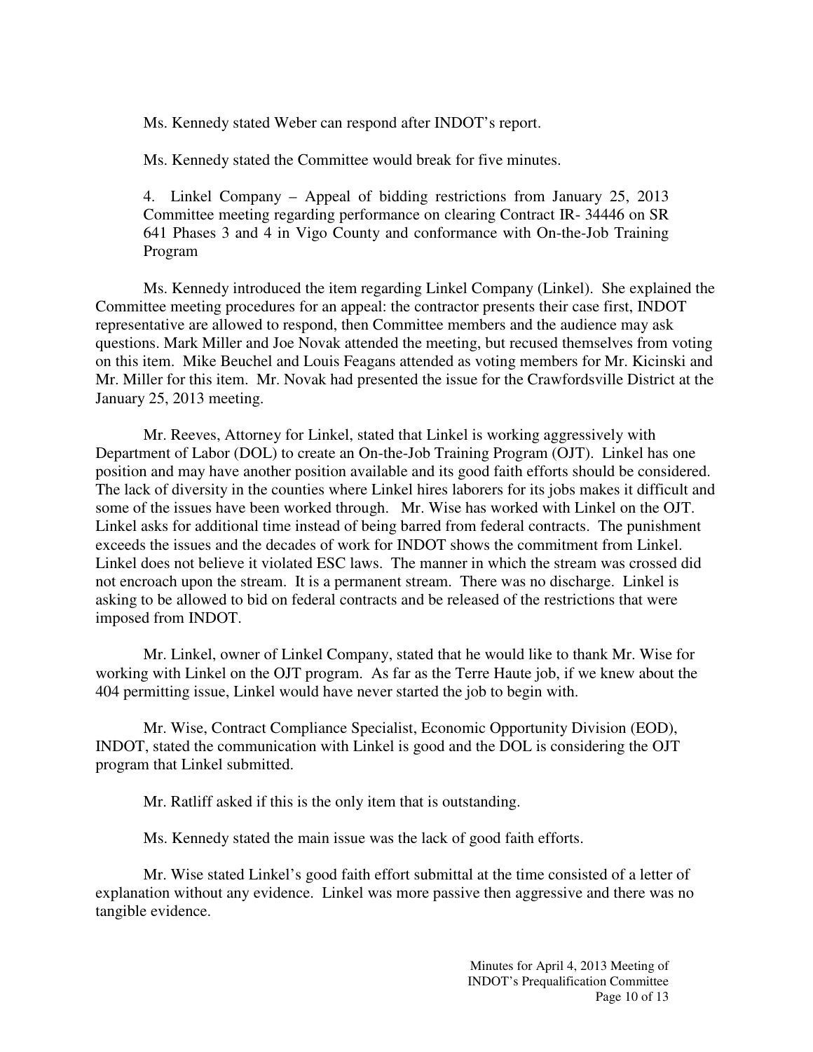Ms. Kennedy stated Weber can respond after INDOT's report.

Ms. Kennedy stated the Committee would break for five minutes.

4. Linkel Company – Appeal of bidding restrictions from January 25, 2013 Committee meeting regarding performance on clearing Contract IR- 34446 on SR 641 Phases 3 and 4 in Vigo County and conformance with On-the-Job Training Program

Ms. Kennedy introduced the item regarding Linkel Company (Linkel). She explained the Committee meeting procedures for an appeal: the contractor presents their case first, INDOT representative are allowed to respond, then Committee members and the audience may ask questions. Mark Miller and Joe Novak attended the meeting, but recused themselves from voting on this item. Mike Beuchel and Louis Feagans attended as voting members for Mr. Kicinski and Mr. Miller for this item. Mr. Novak had presented the issue for the Crawfordsville District at the January 25, 2013 meeting.

Mr. Reeves, Attorney for Linkel, stated that Linkel is working aggressively with Department of Labor (DOL) to create an On-the-Job Training Program (OJT). Linkel has one position and may have another position available and its good faith efforts should be considered. The lack of diversity in the counties where Linkel hires laborers for its jobs makes it difficult and some of the issues have been worked through. Mr. Wise has worked with Linkel on the OJT. Linkel asks for additional time instead of being barred from federal contracts. The punishment exceeds the issues and the decades of work for INDOT shows the commitment from Linkel. Linkel does not believe it violated ESC laws. The manner in which the stream was crossed did not encroach upon the stream. It is a permanent stream. There was no discharge. Linkel is asking to be allowed to bid on federal contracts and be released of the restrictions that were imposed from INDOT.

Mr. Linkel, owner of Linkel Company, stated that he would like to thank Mr. Wise for working with Linkel on the OJT program. As far as the Terre Haute job, if we knew about the 404 permitting issue, Linkel would have never started the job to begin with.

Mr. Wise, Contract Compliance Specialist, Economic Opportunity Division (EOD), INDOT, stated the communication with Linkel is good and the DOL is considering the OJT program that Linkel submitted.

Mr. Ratliff asked if this is the only item that is outstanding.

Ms. Kennedy stated the main issue was the lack of good faith efforts.

Mr. Wise stated Linkel's good faith effort submittal at the time consisted of a letter of explanation without any evidence. Linkel was more passive then aggressive and there was no tangible evidence.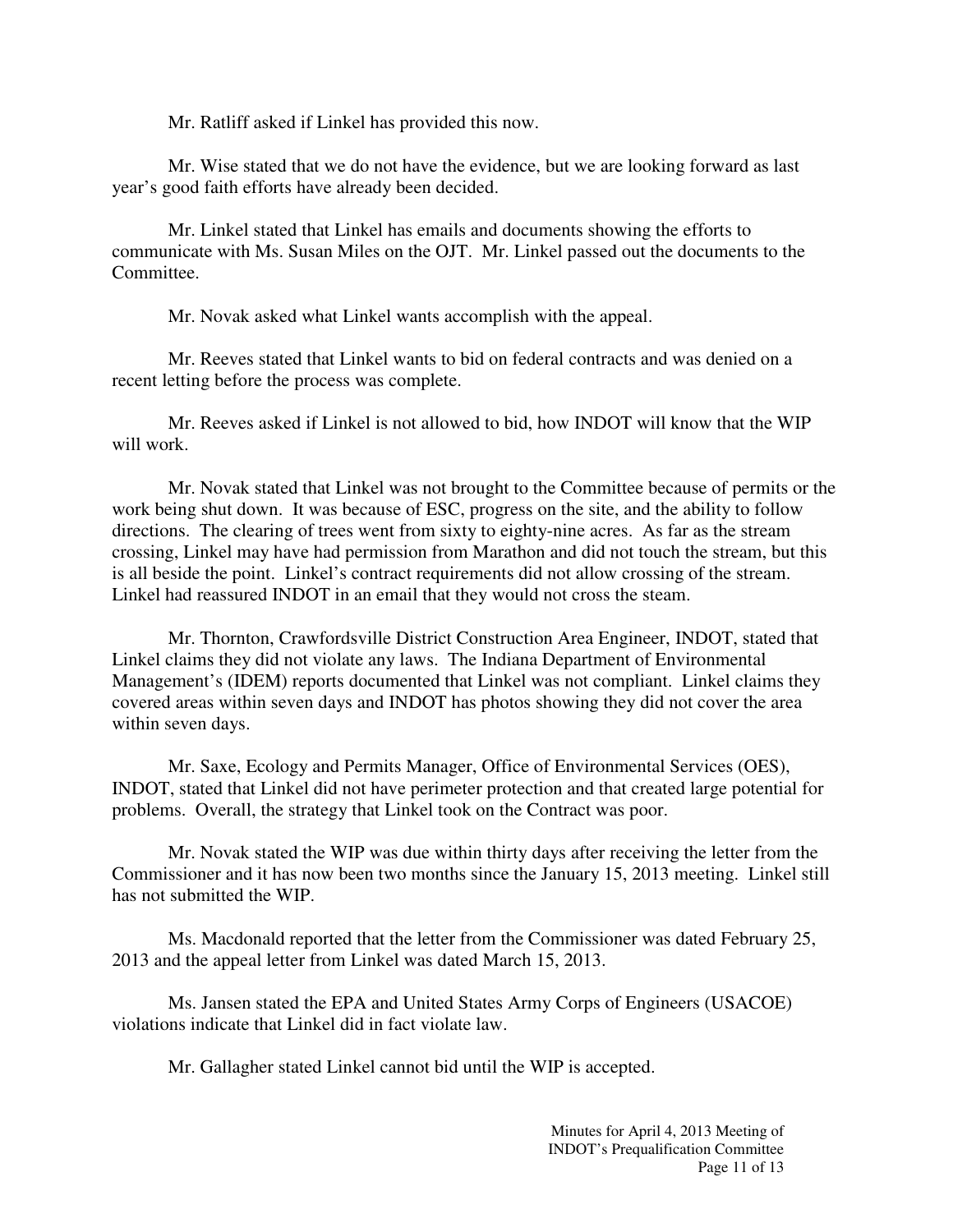Mr. Ratliff asked if Linkel has provided this now.

Mr. Wise stated that we do not have the evidence, but we are looking forward as last year's good faith efforts have already been decided.

Mr. Linkel stated that Linkel has emails and documents showing the efforts to communicate with Ms. Susan Miles on the OJT. Mr. Linkel passed out the documents to the Committee.

Mr. Novak asked what Linkel wants accomplish with the appeal.

Mr. Reeves stated that Linkel wants to bid on federal contracts and was denied on a recent letting before the process was complete.

Mr. Reeves asked if Linkel is not allowed to bid, how INDOT will know that the WIP will work.

Mr. Novak stated that Linkel was not brought to the Committee because of permits or the work being shut down. It was because of ESC, progress on the site, and the ability to follow directions. The clearing of trees went from sixty to eighty-nine acres. As far as the stream crossing, Linkel may have had permission from Marathon and did not touch the stream, but this is all beside the point. Linkel's contract requirements did not allow crossing of the stream. Linkel had reassured INDOT in an email that they would not cross the steam.

Mr. Thornton, Crawfordsville District Construction Area Engineer, INDOT, stated that Linkel claims they did not violate any laws. The Indiana Department of Environmental Management's (IDEM) reports documented that Linkel was not compliant. Linkel claims they covered areas within seven days and INDOT has photos showing they did not cover the area within seven days.

Mr. Saxe, Ecology and Permits Manager, Office of Environmental Services (OES), INDOT, stated that Linkel did not have perimeter protection and that created large potential for problems. Overall, the strategy that Linkel took on the Contract was poor.

Mr. Novak stated the WIP was due within thirty days after receiving the letter from the Commissioner and it has now been two months since the January 15, 2013 meeting. Linkel still has not submitted the WIP.

Ms. Macdonald reported that the letter from the Commissioner was dated February 25, 2013 and the appeal letter from Linkel was dated March 15, 2013.

Ms. Jansen stated the EPA and United States Army Corps of Engineers (USACOE) violations indicate that Linkel did in fact violate law.

Mr. Gallagher stated Linkel cannot bid until the WIP is accepted.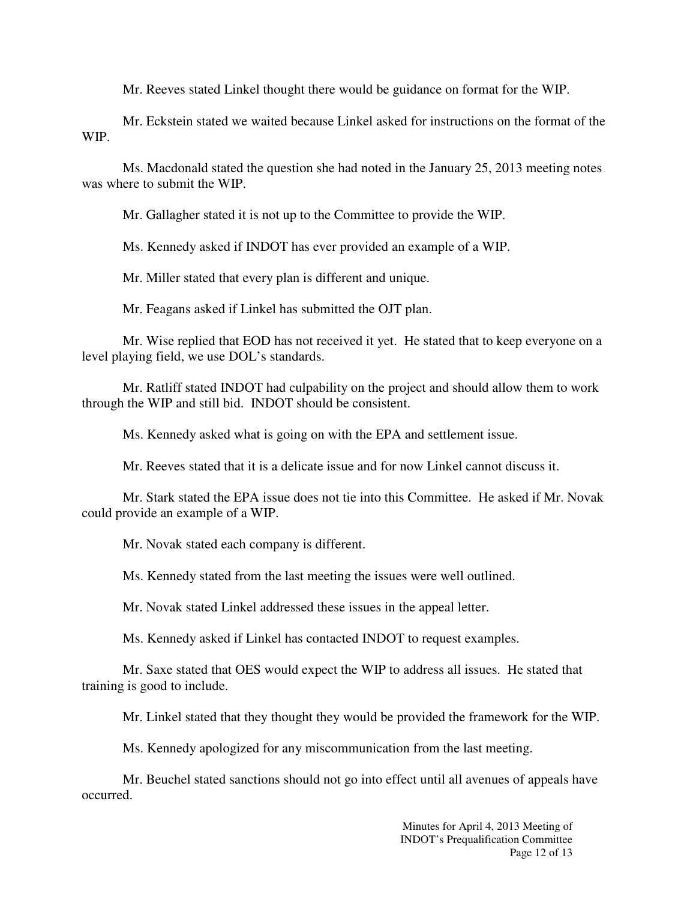Mr. Reeves stated Linkel thought there would be guidance on format for the WIP.

Mr. Eckstein stated we waited because Linkel asked for instructions on the format of the WIP.

Ms. Macdonald stated the question she had noted in the January 25, 2013 meeting notes was where to submit the WIP.

Mr. Gallagher stated it is not up to the Committee to provide the WIP.

Ms. Kennedy asked if INDOT has ever provided an example of a WIP.

Mr. Miller stated that every plan is different and unique.

Mr. Feagans asked if Linkel has submitted the OJT plan.

Mr. Wise replied that EOD has not received it yet. He stated that to keep everyone on a level playing field, we use DOL's standards.

Mr. Ratliff stated INDOT had culpability on the project and should allow them to work through the WIP and still bid. INDOT should be consistent.

Ms. Kennedy asked what is going on with the EPA and settlement issue.

Mr. Reeves stated that it is a delicate issue and for now Linkel cannot discuss it.

Mr. Stark stated the EPA issue does not tie into this Committee. He asked if Mr. Novak could provide an example of a WIP.

Mr. Novak stated each company is different.

Ms. Kennedy stated from the last meeting the issues were well outlined.

Mr. Novak stated Linkel addressed these issues in the appeal letter.

Ms. Kennedy asked if Linkel has contacted INDOT to request examples.

Mr. Saxe stated that OES would expect the WIP to address all issues. He stated that training is good to include.

Mr. Linkel stated that they thought they would be provided the framework for the WIP.

Ms. Kennedy apologized for any miscommunication from the last meeting.

Mr. Beuchel stated sanctions should not go into effect until all avenues of appeals have occurred.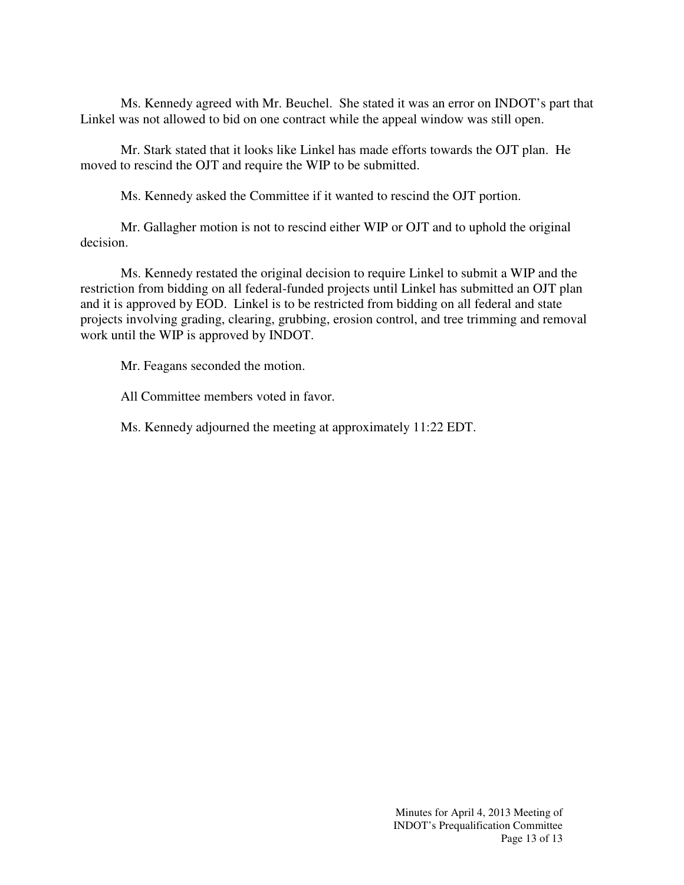Ms. Kennedy agreed with Mr. Beuchel. She stated it was an error on INDOT's part that Linkel was not allowed to bid on one contract while the appeal window was still open.

Mr. Stark stated that it looks like Linkel has made efforts towards the OJT plan. He moved to rescind the OJT and require the WIP to be submitted.

Ms. Kennedy asked the Committee if it wanted to rescind the OJT portion.

Mr. Gallagher motion is not to rescind either WIP or OJT and to uphold the original decision.

Ms. Kennedy restated the original decision to require Linkel to submit a WIP and the restriction from bidding on all federal-funded projects until Linkel has submitted an OJT plan and it is approved by EOD. Linkel is to be restricted from bidding on all federal and state projects involving grading, clearing, grubbing, erosion control, and tree trimming and removal work until the WIP is approved by INDOT.

Mr. Feagans seconded the motion.

All Committee members voted in favor.

Ms. Kennedy adjourned the meeting at approximately 11:22 EDT.